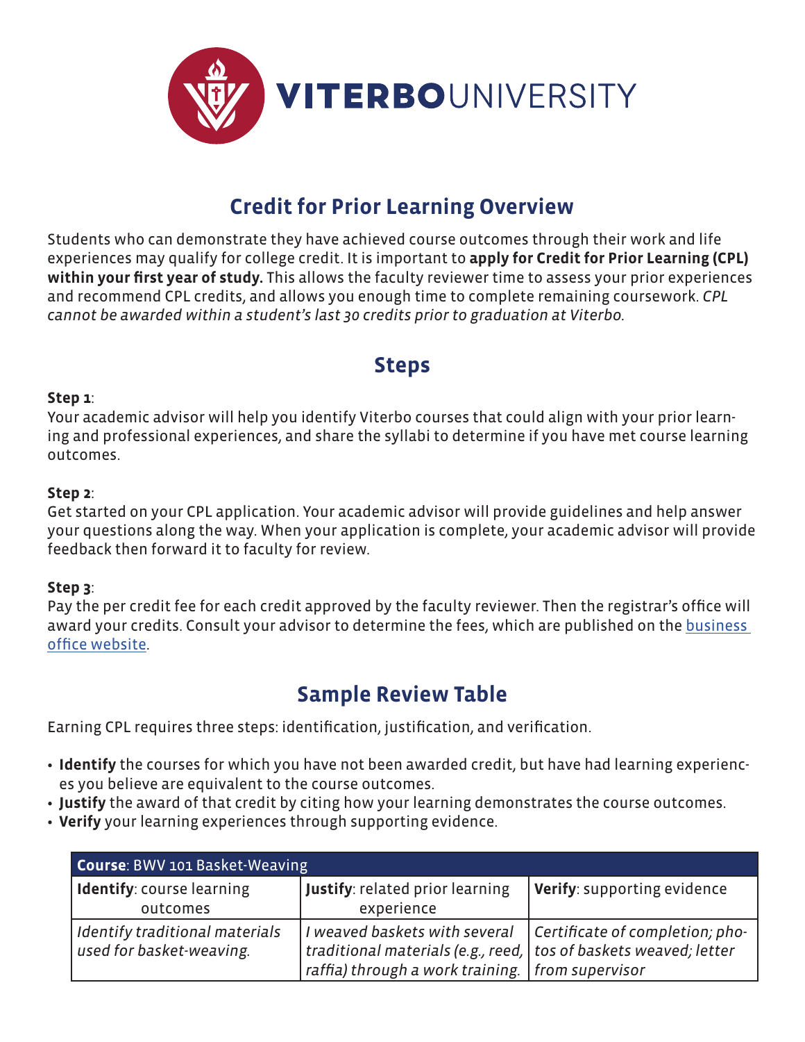VITERBO UNIVERSITY

# Credit for Prior Learning Overview

Students who can demonstrate they have achieved course outcomes through their work and life experiences may qualify for college credit. It is important to **apply for Credit for Prior Learning (CPL) within your first year of study.** This allows the faculty reviewer time to assess your prior experiences and recommend CPL credits, and allows you enough time to complete remaining coursework. *CPL cannot be awarded within a student's last 30 credits prior to graduation at Viterbo.*

## Steps

**Step 1**:
Your academic advisor will help you identify Viterbo courses that could align with your prior learning and professional experiences, and share the syllabi to determine if you have met course learning outcomes.

**Step 2**:
Get started on your CPL application. Your academic advisor will provide guidelines and help answer your questions along the way. When your application is complete, your academic advisor will provide feedback then forward it to faculty for review.

**Step 3**:
Pay the per credit fee for each credit approved by the faculty reviewer. Then the registrar's office will award your credits. Consult your advisor to determine the fees, which are published on the business office website.

## Sample Review Table

Earning CPL requires three steps: identification, justification, and verification.

- **Identify** the courses for which you have not been awarded credit, but have had learning experiences you believe are equivalent to the course outcomes.
- **Justify** the award of that credit by citing how your learning demonstrates the course outcomes.
- **Verify** your learning experiences through supporting evidence.

| **Course**: BWV 101 Basket-Weaving | | |
|---|---|---|
| **Identify**: course learning outcomes | **Justify**: related prior learning experience | **Verify**: supporting evidence |
| *Identify traditional materials used for basket-weaving.* | *I weaved baskets with several traditional materials (e.g., reed, raffia) through a work training.* | *Certificate of completion; photos of baskets weaved; letter from supervisor* |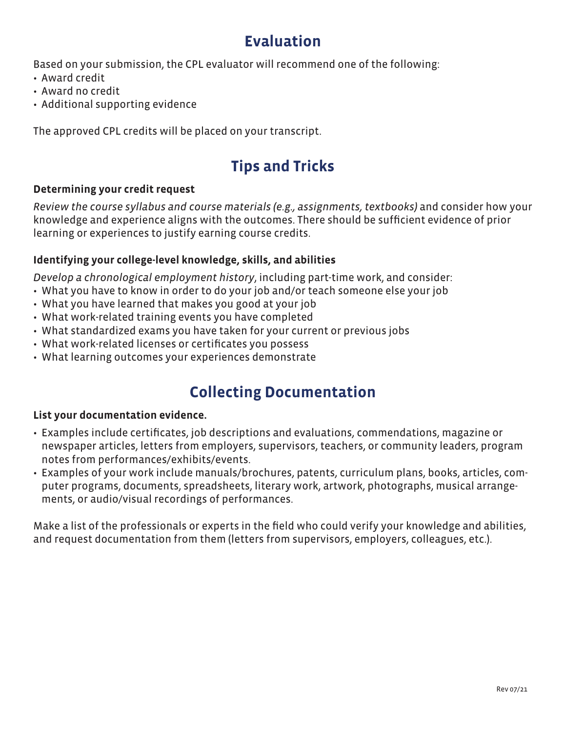## Evaluation

Based on your submission, the CPL evaluator will recommend one of the following:

- Award credit
- Award no credit
- Additional supporting evidence

The approved CPL credits will be placed on your transcript.

## Tips and Tricks

**Determining your credit request**

*Review the course syllabus and course materials (e.g., assignments, textbooks)* and consider how your knowledge and experience aligns with the outcomes. There should be sufficient evidence of prior learning or experiences to justify earning course credits.

**Identifying your college-level knowledge, skills, and abilities**

*Develop a chronological employment history*, including part-time work, and consider:

- What you have to know in order to do your job and/or teach someone else your job
- What you have learned that makes you good at your job
- What work-related training events you have completed
- What standardized exams you have taken for your current or previous jobs
- What work-related licenses or certificates you possess
- What learning outcomes your experiences demonstrate

## Collecting Documentation

**List your documentation evidence.**

- Examples include certificates, job descriptions and evaluations, commendations, magazine or newspaper articles, letters from employers, supervisors, teachers, or community leaders, program notes from performances/exhibits/events.
- Examples of your work include manuals/brochures, patents, curriculum plans, books, articles, computer programs, documents, spreadsheets, literary work, artwork, photographs, musical arrangements, or audio/visual recordings of performances.

Make a list of the professionals or experts in the field who could verify your knowledge and abilities, and request documentation from them (letters from supervisors, employers, colleagues, etc.).

Rev 07/21